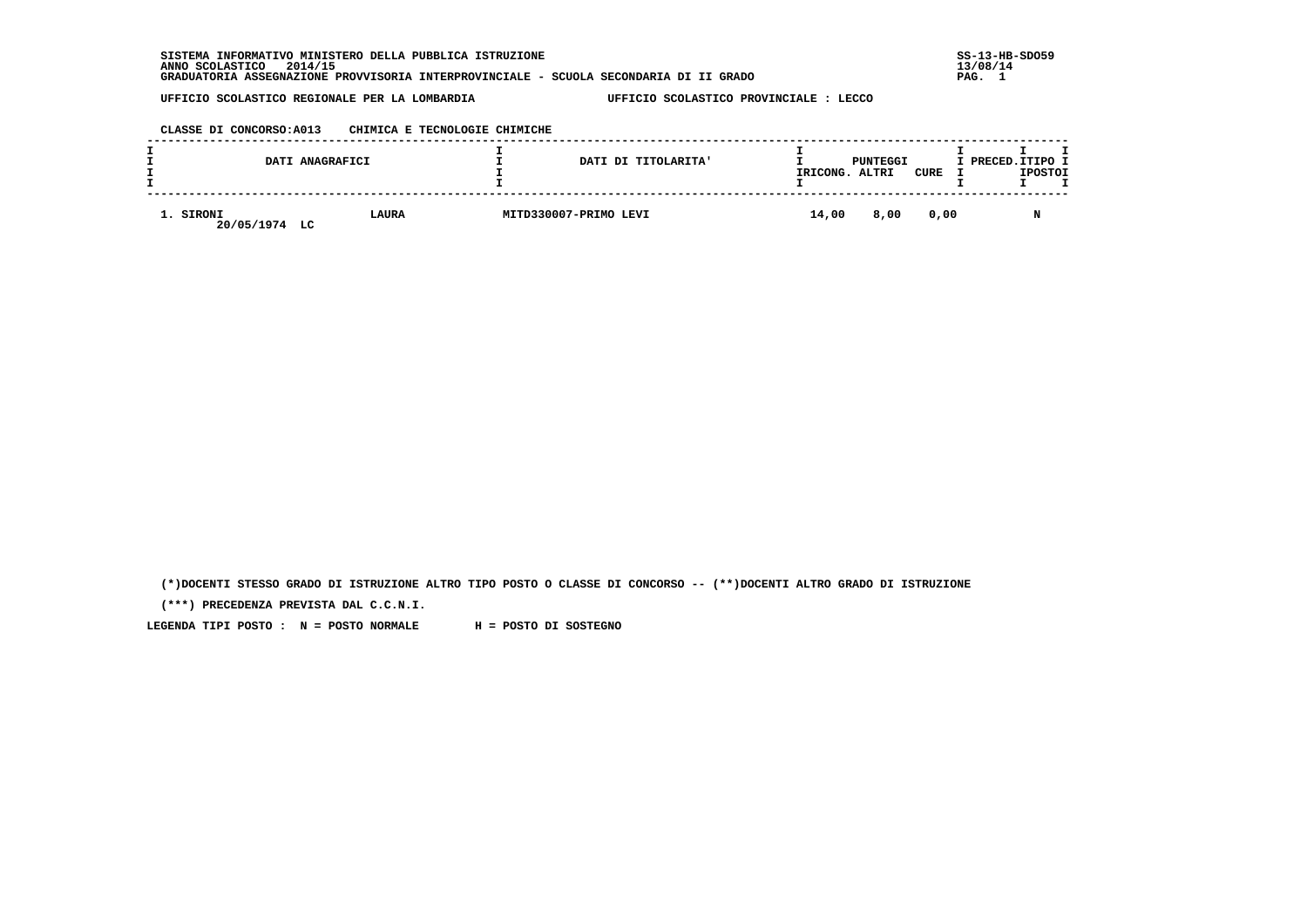SISTEMA INFORMATIVO MINISTERO DELLA PUBBLICA ISTRUZIONE
ANNO SCOLASTICO 2014/15
GRADUATORIA ASSEGNAZIONE PROVVISORIA INTERPROVINCIALE - SCUOLA SECONDARIA DI II GRADO

SS-13-HB-SDO59
13/08/14

UFFICIO SCOLASTICO REGIONALE PER LA LOMBARDIA    UFFICIO SCOLASTICO PROVINCIALE : LECCO

CLASSE DI CONCORSO:A013 CHIMICA E TECNOLOGIE CHIMICHE

| DATI ANAGRAFICI | | DATI DI TITOLARITA' | PUNTEGGI RICONG. | PUNTEGGI ALTRI | PUNTEGGI CURE | PRECED. | TIPO POSTO |
|---|---|---|---|---|---|---|---|
| 1. SIRONI 20/05/1974 LC | LAURA | MITD330007-PRIMO LEVI | 14,00 | 8,00 | 0,00 | | N |

(*)DOCENTI STESSO GRADO DI ISTRUZIONE ALTRO TIPO POSTO O CLASSE DI CONCORSO -- (**)DOCENTI ALTRO GRADO DI ISTRUZIONE

(***) PRECEDENZA PREVISTA DAL C.C.N.I.

LEGENDA TIPI POSTO : N = POSTO NORMALE H = POSTO DI SOSTEGNO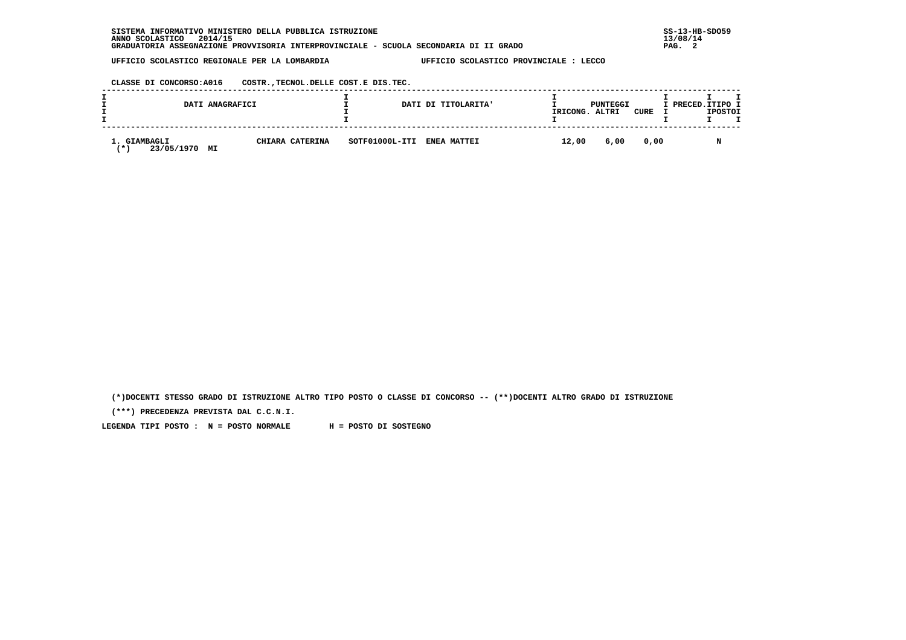SISTEMA INFORMATIVO MINISTERO DELLA PUBBLICA ISTRUZIONE
ANNO SCOLASTICO 2014/15
GRADUATORIA ASSEGNAZIONE PROVVISORIA INTERPROVINCIALE - SCUOLA SECONDARIA DI II GRADO

SS-13-HB-SDO59
13/08/14

UFFICIO SCOLASTICO REGIONALE PER LA LOMBARDIA    UFFICIO SCOLASTICO PROVINCIALE : LECCO

CLASSE DI CONCORSO:A016 COSTR.,TECNOL.DELLE COST.E DIS.TEC.

| DATI ANAGRAFICI | | DATI DI TITOLARITA' | PUNTEGGI RICONG. | PUNTEGGI ALTRI | PUNTEGGI CURE | PRECED. | TIPO POSTO |
|---|---|---|---|---|---|---|---|
| 1. GIAMBAGLI (*) 23/05/1970 MI | CHIARA CATERINA | SOTF01000L-ITI ENEA MATTEI | 12,00 | 6,00 | 0,00 | | N |

(*)DOCENTI STESSO GRADO DI ISTRUZIONE ALTRO TIPO POSTO O CLASSE DI CONCORSO -- (**)DOCENTI ALTRO GRADO DI ISTRUZIONE

(***) PRECEDENZA PREVISTA DAL C.C.N.I.

LEGENDA TIPI POSTO : N = POSTO NORMALE    H = POSTO DI SOSTEGNO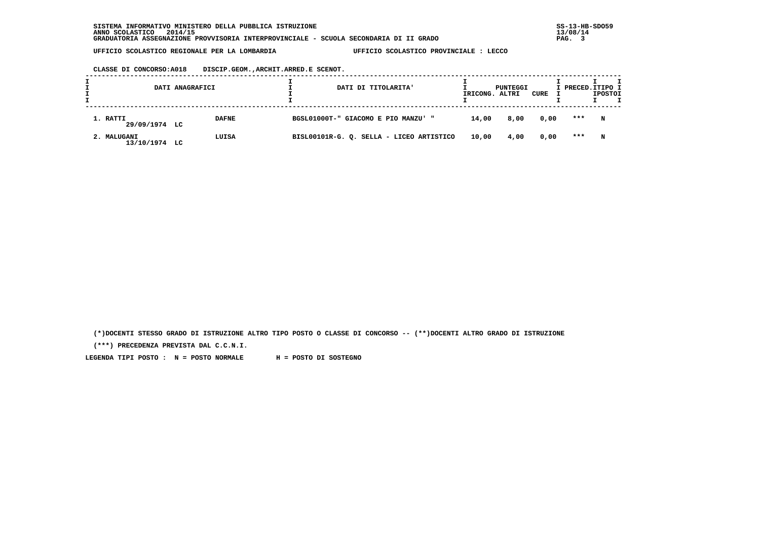SISTEMA INFORMATIVO MINISTERO DELLA PUBBLICA ISTRUZIONE
ANNO SCOLASTICO 2014/15
GRADUATORIA ASSEGNAZIONE PROVVISORIA INTERPROVINCIALE - SCUOLA SECONDARIA DI II GRADO

UFFICIO SCOLASTICO REGIONALE PER LA LOMBARDIA — UFFICIO SCOLASTICO PROVINCIALE : LECCO

CLASSE DI CONCORSO:A018 DISCIP.GEOM.,ARCHIT.ARRED.E SCENOT.

| DATI ANAGRAFICI | | DATI DI TITOLARITA' | PUNTEGGI RICONG. | ALTRI | CURE | PRECED. | TIPO POSTO |
|---|---|---|---|---|---|---|---|
| 1. RATTI 29/09/1974 LC | DAFNE | BGSL01000T-" GIACOMO E PIO MANZU' " | 14,00 | 8,00 | 0,00 | *** | N |
| 2. MALUGANI 13/10/1974 LC | LUISA | BISL00101R-G. Q. SELLA - LICEO ARTISTICO | 10,00 | 4,00 | 0,00 | *** | N |

(*)DOCENTI STESSO GRADO DI ISTRUZIONE ALTRO TIPO POSTO O CLASSE DI CONCORSO -- (**)DOCENTI ALTRO GRADO DI ISTRUZIONE

(***) PRECEDENZA PREVISTA DAL C.C.N.I.

LEGENDA TIPI POSTO : N = POSTO NORMALE H = POSTO DI SOSTEGNO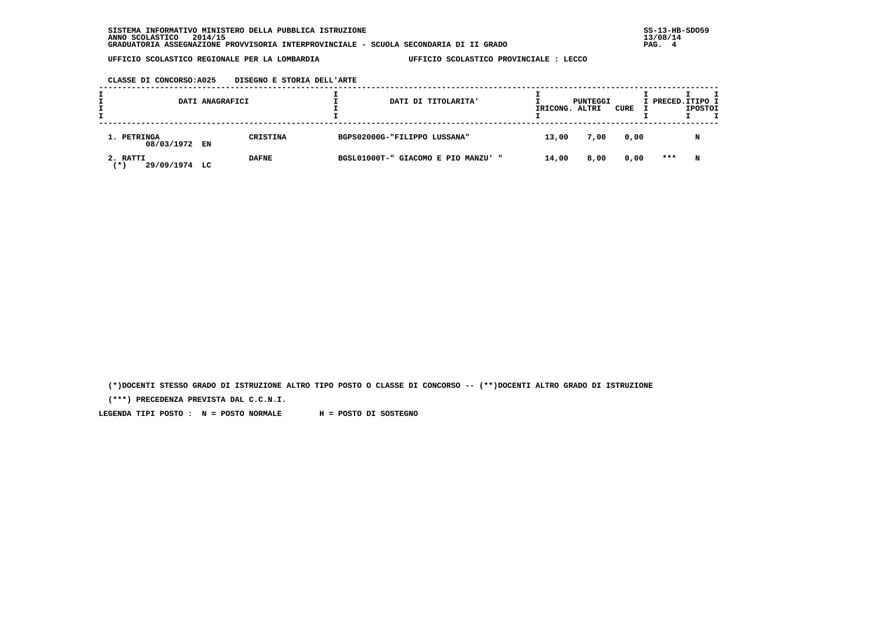SISTEMA INFORMATIVO MINISTERO DELLA PUBBLICA ISTRUZIONE
ANNO SCOLASTICO 2014/15
GRADUATORIA ASSEGNAZIONE PROVVISORIA INTERPROVINCIALE - SCUOLA SECONDARIA DI II GRADO

SS-13-HB-SDO59
13/08/14

UFFICIO SCOLASTICO REGIONALE PER LA LOMBARDIA — UFFICIO SCOLASTICO PROVINCIALE : LECCO

CLASSE DI CONCORSO:A025 DISEGNO E STORIA DELL'ARTE

| DATI ANAGRAFICI | | | DATI DI TITOLARITA' | PUNTEGGI RICONG. | ALTRI | CURE | PRECED. | TIPO POSTO |
|---|---|---|---|---|---|---|---|---|
| 1. PETRINGA 08/03/1972 | EN | CRISTINA | BGPS02000G-"FILIPPO LUSSANA" | 13,00 | 7,00 | 0,00 | | N |
| 2. RATTI (*) 29/09/1974 | LC | DAFNE | BGSL01000T-" GIACOMO E PIO MANZU' " | 14,00 | 8,00 | 0,00 | *** | N |

(*)DOCENTI STESSO GRADO DI ISTRUZIONE ALTRO TIPO POSTO O CLASSE DI CONCORSO -- (**)DOCENTI ALTRO GRADO DI ISTRUZIONE

(***) PRECEDENZA PREVISTA DAL C.C.N.I.

LEGENDA TIPI POSTO : N = POSTO NORMALE H = POSTO DI SOSTEGNO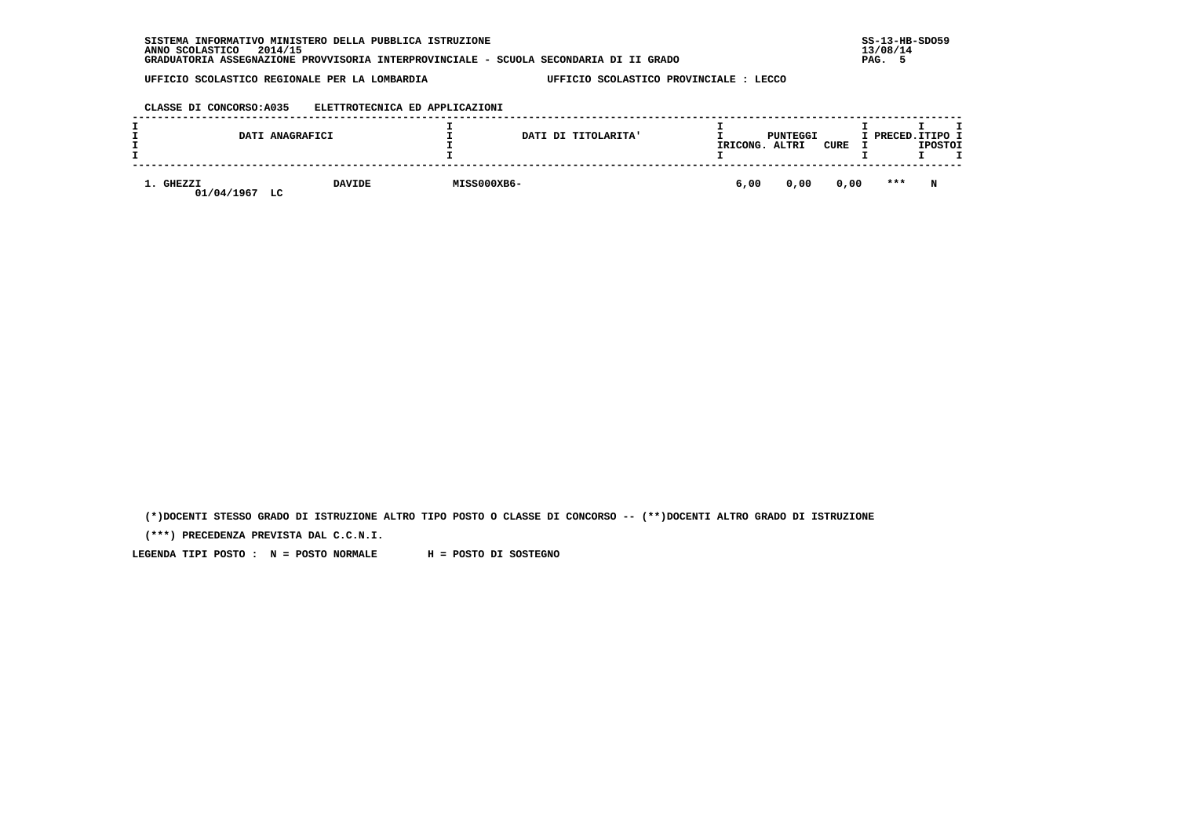SISTEMA INFORMATIVO MINISTERO DELLA PUBBLICA ISTRUZIONE
ANNO SCOLASTICO 2014/15
GRADUATORIA ASSEGNAZIONE PROVVISORIA INTERPROVINCIALE - SCUOLA SECONDARIA DI II GRADO

UFFICIO SCOLASTICO REGIONALE PER LA LOMBARDIA — UFFICIO SCOLASTICO PROVINCIALE : LECCO

CLASSE DI CONCORSO:A035 ELETTROTECNICA ED APPLICAZIONI

| DATI ANAGRAFICI | | DATI DI TITOLARITA' | PUNTEGGI RICONG. | PUNTEGGI ALTRI | PUNTEGGI CURE | PRECED. | TIPO POSTO |
|---|---|---|---|---|---|---|---|
| 1. GHEZZI 01/04/1967 LC | DAVIDE | MISS000XB6- | 6,00 | 0,00 | 0,00 | *** | N |

(*)DOCENTI STESSO GRADO DI ISTRUZIONE ALTRO TIPO POSTO O CLASSE DI CONCORSO -- (**)DOCENTI ALTRO GRADO DI ISTRUZIONE

(***) PRECEDENZA PREVISTA DAL C.C.N.I.

LEGENDA TIPI POSTO : N = POSTO NORMALE H = POSTO DI SOSTEGNO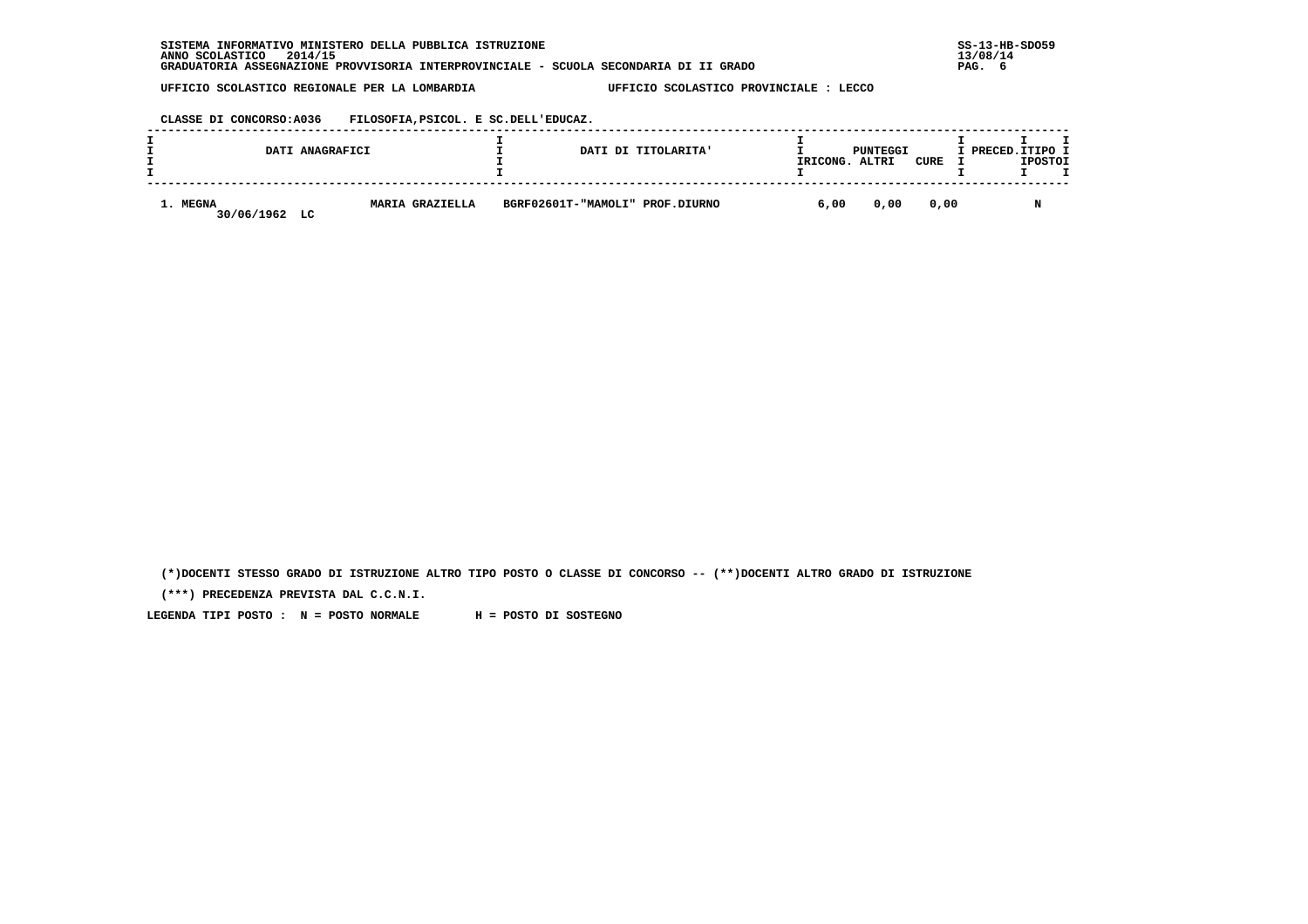SISTEMA INFORMATIVO MINISTERO DELLA PUBBLICA ISTRUZIONE
ANNO SCOLASTICO 2014/15
GRADUATORIA ASSEGNAZIONE PROVVISORIA INTERPROVINCIALE - SCUOLA SECONDARIA DI II GRADO

UFFICIO SCOLASTICO REGIONALE PER LA LOMBARDIA — UFFICIO SCOLASTICO PROVINCIALE : LECCO

CLASSE DI CONCORSO:A036 FILOSOFIA,PSICOL. E SC.DELL'EDUCAZ.

| DATI ANAGRAFICI | | DATI DI TITOLARITA' | PUNTEGGI RICONG. | PUNTEGGI ALTRI | PUNTEGGI CURE | PRECED. | TIPO POSTO |
|---|---|---|---|---|---|---|---|
| 1. MEGNA<br>30/06/1962 LC | MARIA GRAZIELLA | BGRF02601T-"MAMOLI" PROF.DIURNO | 6,00 | 0,00 | 0,00 | | N |

(*)DOCENTI STESSO GRADO DI ISTRUZIONE ALTRO TIPO POSTO O CLASSE DI CONCORSO -- (**)DOCENTI ALTRO GRADO DI ISTRUZIONE

(***) PRECEDENZA PREVISTA DAL C.C.N.I.

LEGENDA TIPI POSTO : N = POSTO NORMALE H = POSTO DI SOSTEGNO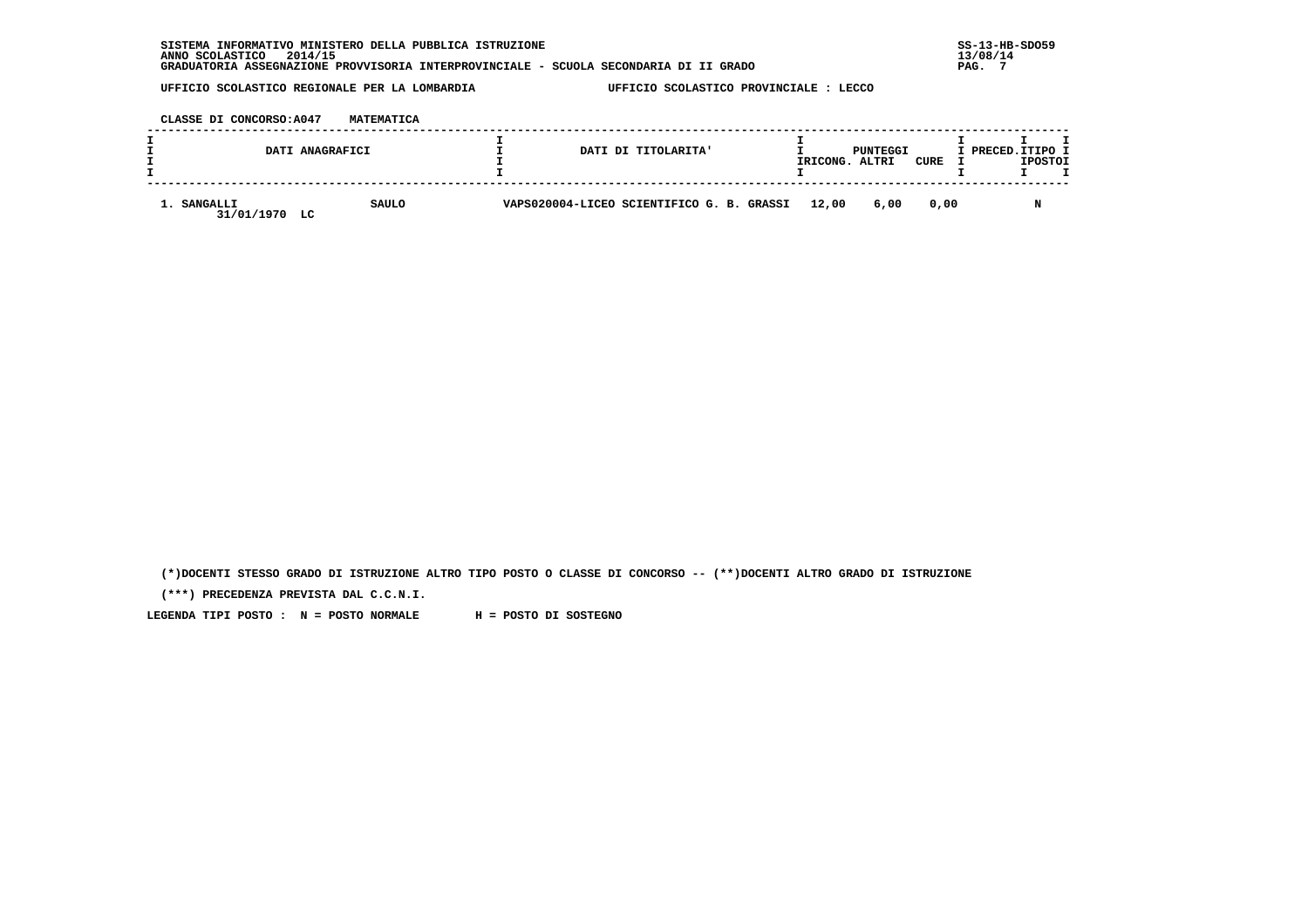SISTEMA INFORMATIVO MINISTERO DELLA PUBBLICA ISTRUZIONE
ANNO SCOLASTICO 2014/15
GRADUATORIA ASSEGNAZIONE PROVVISORIA INTERPROVINCIALE - SCUOLA SECONDARIA DI II GRADO

SS-13-HB-SDO59
13/08/14

UFFICIO SCOLASTICO REGIONALE PER LA LOMBARDIA — UFFICIO SCOLASTICO PROVINCIALE : LECCO

CLASSE DI CONCORSO:A047 MATEMATICA

| DATI ANAGRAFICI | | DATI DI TITOLARITA' | PUNTEGGI RICONG. | PUNTEGGI ALTRI | PUNTEGGI CURE | PRECED. | TIPO POSTO |
|---|---|---|---|---|---|---|---|
| 1. SANGALLI 31/01/1970 LC | SAULO | VAPS020004-LICEO SCIENTIFICO G. B. GRASSI | 12,00 | 6,00 | 0,00 | | N |

(*)DOCENTI STESSO GRADO DI ISTRUZIONE ALTRO TIPO POSTO O CLASSE DI CONCORSO -- (**)DOCENTI ALTRO GRADO DI ISTRUZIONE

(***) PRECEDENZA PREVISTA DAL C.C.N.I.

LEGENDA TIPI POSTO : N = POSTO NORMALE H = POSTO DI SOSTEGNO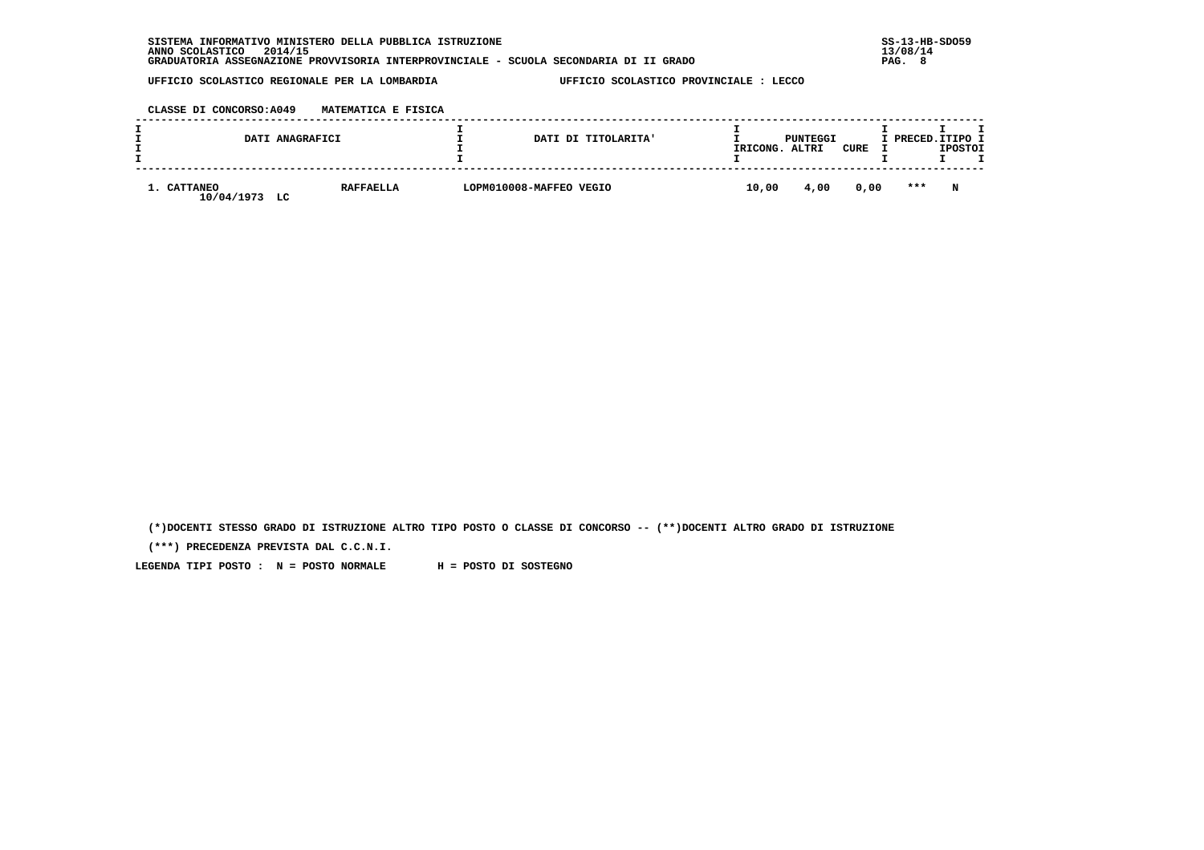SISTEMA INFORMATIVO MINISTERO DELLA PUBBLICA ISTRUZIONE
ANNO SCOLASTICO 2014/15
GRADUATORIA ASSEGNAZIONE PROVVISORIA INTERPROVINCIALE - SCUOLA SECONDARIA DI II GRADO

SS-13-HB-SDO59
13/08/14

UFFICIO SCOLASTICO REGIONALE PER LA LOMBARDIA    UFFICIO SCOLASTICO PROVINCIALE : LECCO

CLASSE DI CONCORSO:A049    MATEMATICA E FISICA

| DATI ANAGRAFICI | | DATI DI TITOLARITA' | PUNTEGGI RICONG. | PUNTEGGI ALTRI | PUNTEGGI CURE | PRECED. | TIPO POSTO |
|---|---|---|---|---|---|---|---|
| 1. CATTANEO 10/04/1973 LC | RAFFAELLA | LOPM010008-MAFFEO VEGIO | 10,00 | 4,00 | 0,00 | *** | N |

(*)DOCENTI STESSO GRADO DI ISTRUZIONE ALTRO TIPO POSTO O CLASSE DI CONCORSO -- (**)DOCENTI ALTRO GRADO DI ISTRUZIONE

(***) PRECEDENZA PREVISTA DAL C.C.N.I.

LEGENDA TIPI POSTO : N = POSTO NORMALE    H = POSTO DI SOSTEGNO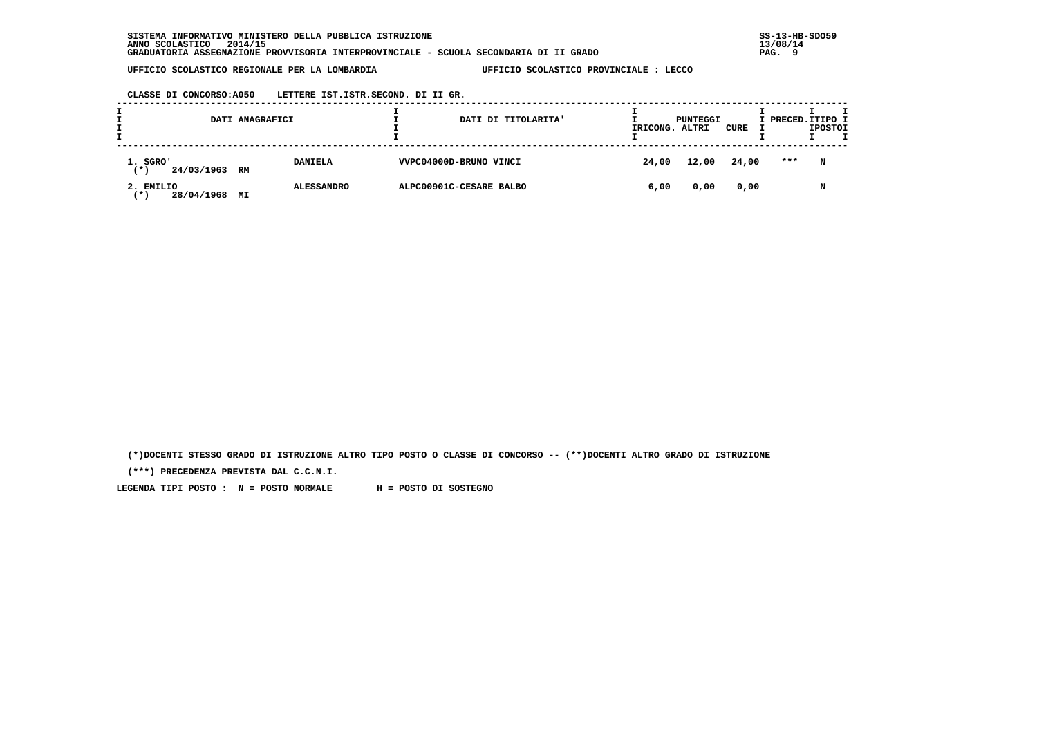SISTEMA INFORMATIVO MINISTERO DELLA PUBBLICA ISTRUZIONE
ANNO SCOLASTICO 2014/15
GRADUATORIA ASSEGNAZIONE PROVVISORIA INTERPROVINCIALE - SCUOLA SECONDARIA DI II GRADO

SS-13-HB-SDO59
13/08/14

UFFICIO SCOLASTICO REGIONALE PER LA LOMBARDIA — UFFICIO SCOLASTICO PROVINCIALE : LECCO

CLASSE DI CONCORSO:A050 LETTERE IST.ISTR.SECOND. DI II GR.

| DATI ANAGRAFICI | | | DATI DI TITOLARITA' | PUNTEGGI RICONG. | ALTRI | CURE | PRECED. | TIPO POSTO |
|---|---|---|---|---|---|---|---|---|
| 1. SGRO' (*) | 24/03/1963 RM | DANIELA | VVPC04000D-BRUNO VINCI | 24,00 | 12,00 | 24,00 | *** | N |
| 2. EMILIO (*) | 28/04/1968 MI | ALESSANDRO | ALPC00901C-CESARE BALBO | 6,00 | 0,00 | 0,00 | | N |

(*)DOCENTI STESSO GRADO DI ISTRUZIONE ALTRO TIPO POSTO O CLASSE DI CONCORSO -- (**)DOCENTI ALTRO GRADO DI ISTRUZIONE

(***) PRECEDENZA PREVISTA DAL C.C.N.I.

LEGENDA TIPI POSTO : N = POSTO NORMALE H = POSTO DI SOSTEGNO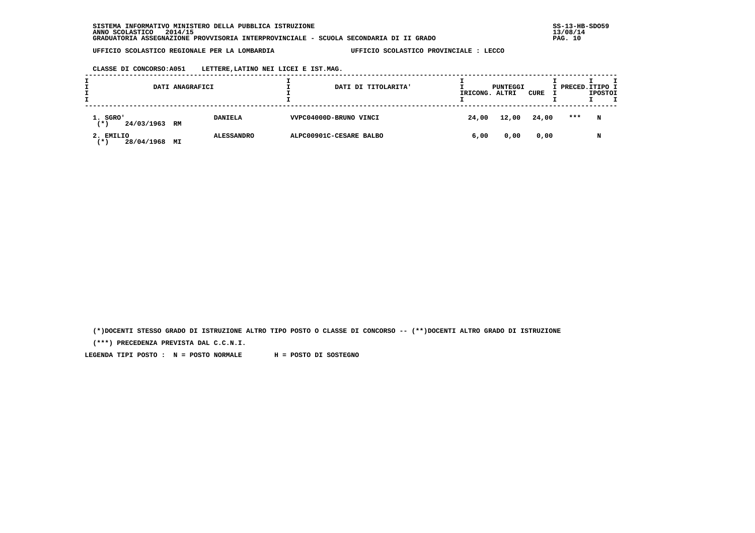SISTEMA INFORMATIVO MINISTERO DELLA PUBBLICA ISTRUZIONE
ANNO SCOLASTICO 2014/15
GRADUATORIA ASSEGNAZIONE PROVVISORIA INTERPROVINCIALE - SCUOLA SECONDARIA DI II GRADO

SS-13-HB-SDO59
13/08/14

UFFICIO SCOLASTICO REGIONALE PER LA LOMBARDIA — UFFICIO SCOLASTICO PROVINCIALE : LECCO

CLASSE DI CONCORSO:A051 LETTERE,LATINO NEI LICEI E IST.MAG.

| DATI ANAGRAFICI | | | DATI DI TITOLARITA' | PUNTEGGI RICONG. | ALTRI | CURE | PRECED. | TIPO POSTO |
|---|---|---|---|---|---|---|---|---|
| 1. SGRO' (*) | 24/03/1963 RM | DANIELA | VVPC04000D-BRUNO VINCI | 24,00 | 12,00 | 24,00 | *** | N |
| 2. EMILIO (*) | 28/04/1968 MI | ALESSANDRO | ALPC00901C-CESARE BALBO | 6,00 | 0,00 | 0,00 | | N |

(*)DOCENTI STESSO GRADO DI ISTRUZIONE ALTRO TIPO POSTO O CLASSE DI CONCORSO -- (**)DOCENTI ALTRO GRADO DI ISTRUZIONE

(***) PRECEDENZA PREVISTA DAL C.C.N.I.

LEGENDA TIPI POSTO : N = POSTO NORMALE H = POSTO DI SOSTEGNO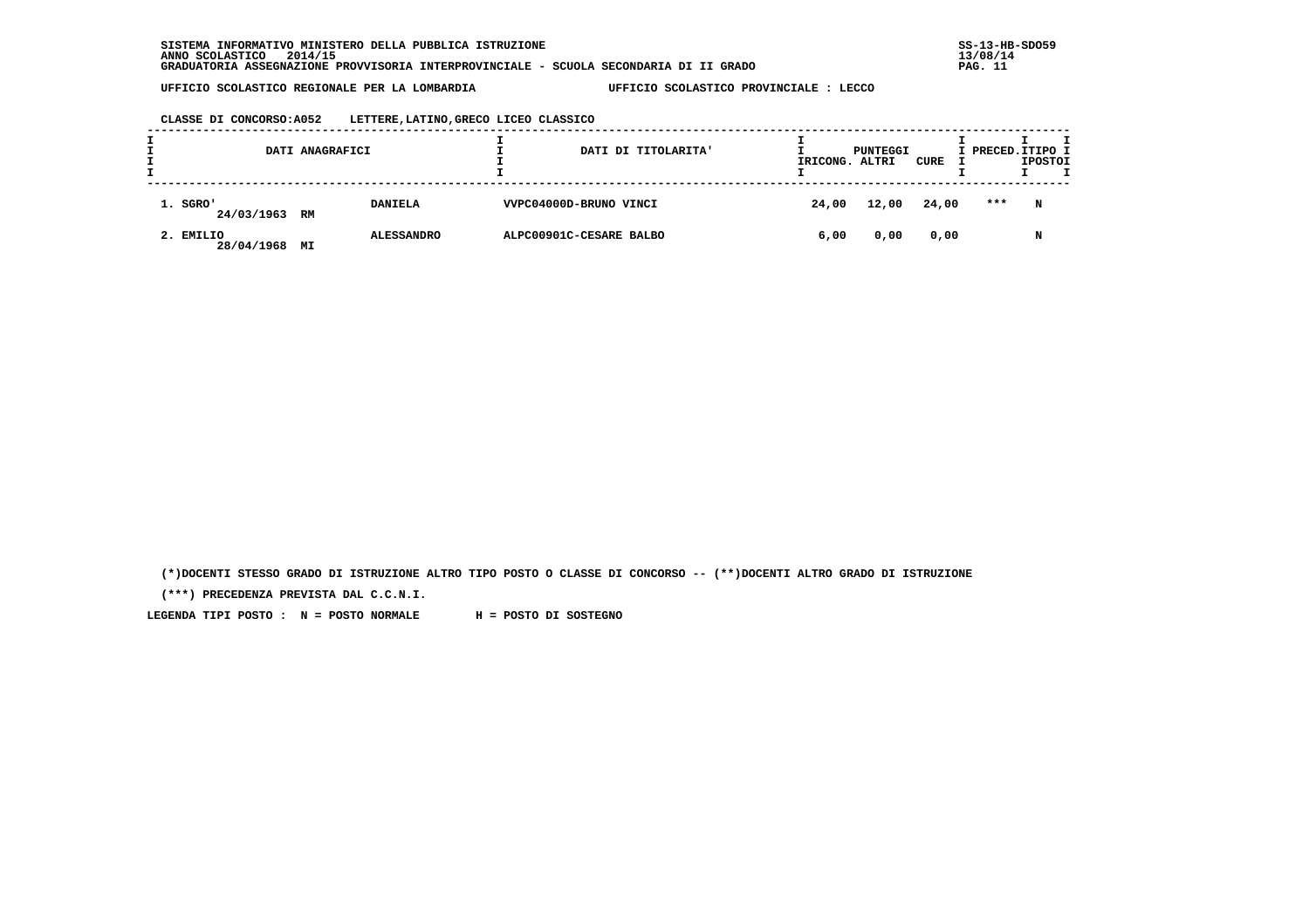SISTEMA INFORMATIVO MINISTERO DELLA PUBBLICA ISTRUZIONE
ANNO SCOLASTICO 2014/15
GRADUATORIA ASSEGNAZIONE PROVVISORIA INTERPROVINCIALE - SCUOLA SECONDARIA DI II GRADO

SS-13-HB-SDO59
13/08/14

UFFICIO SCOLASTICO REGIONALE PER LA LOMBARDIA — UFFICIO SCOLASTICO PROVINCIALE : LECCO

CLASSE DI CONCORSO:A052 LETTERE,LATINO,GRECO LICEO CLASSICO

| DATI ANAGRAFICI | | | DATI DI TITOLARITA' | PUNTEGGI RICONG. | PUNTEGGI ALTRI | PUNTEGGI CURE | PRECED. | TIPO POSTO |
|---|---|---|---|---|---|---|---|---|
| 1. SGRO' 24/03/1963 | RM | DANIELA | VVPC04000D-BRUNO VINCI | 24,00 | 12,00 | 24,00 | *** | N |
| 2. EMILIO 28/04/1968 | MI | ALESSANDRO | ALPC00901C-CESARE BALBO | 6,00 | 0,00 | 0,00 | | N |

(*)DOCENTI STESSO GRADO DI ISTRUZIONE ALTRO TIPO POSTO O CLASSE DI CONCORSO -- (**)DOCENTI ALTRO GRADO DI ISTRUZIONE

(***) PRECEDENZA PREVISTA DAL C.C.N.I.

LEGENDA TIPI POSTO : N = POSTO NORMALE H = POSTO DI SOSTEGNO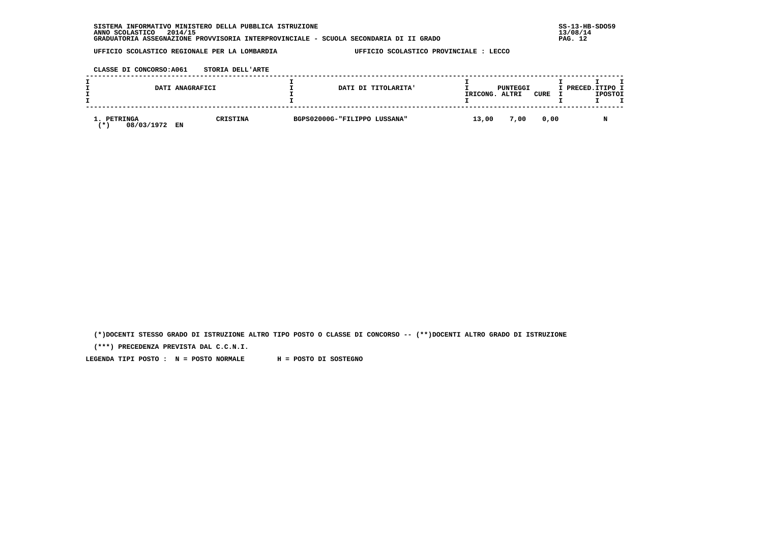SISTEMA INFORMATIVO MINISTERO DELLA PUBBLICA ISTRUZIONE
ANNO SCOLASTICO 2014/15
GRADUATORIA ASSEGNAZIONE PROVVISORIA INTERPROVINCIALE - SCUOLA SECONDARIA DI II GRADO

SS-13-HB-SDO59
13/08/14

UFFICIO SCOLASTICO REGIONALE PER LA LOMBARDIA — UFFICIO SCOLASTICO PROVINCIALE : LECCO

CLASSE DI CONCORSO:A061 STORIA DELL'ARTE

| DATI ANAGRAFICI | | DATI DI TITOLARITA' | PUNTEGGI RICONG. | ALTRI | CURE | PRECED. | TIPO POSTO |
|---|---|---|---|---|---|---|---|
| 1. PETRINGA (*) 08/03/1972 EN | CRISTINA | BGPS02000G-"FILIPPO LUSSANA" | 13,00 | 7,00 | 0,00 | | N |

(*)DOCENTI STESSO GRADO DI ISTRUZIONE ALTRO TIPO POSTO O CLASSE DI CONCORSO -- (**)DOCENTI ALTRO GRADO DI ISTRUZIONE

(***) PRECEDENZA PREVISTA DAL C.C.N.I.

LEGENDA TIPI POSTO : N = POSTO NORMALE H = POSTO DI SOSTEGNO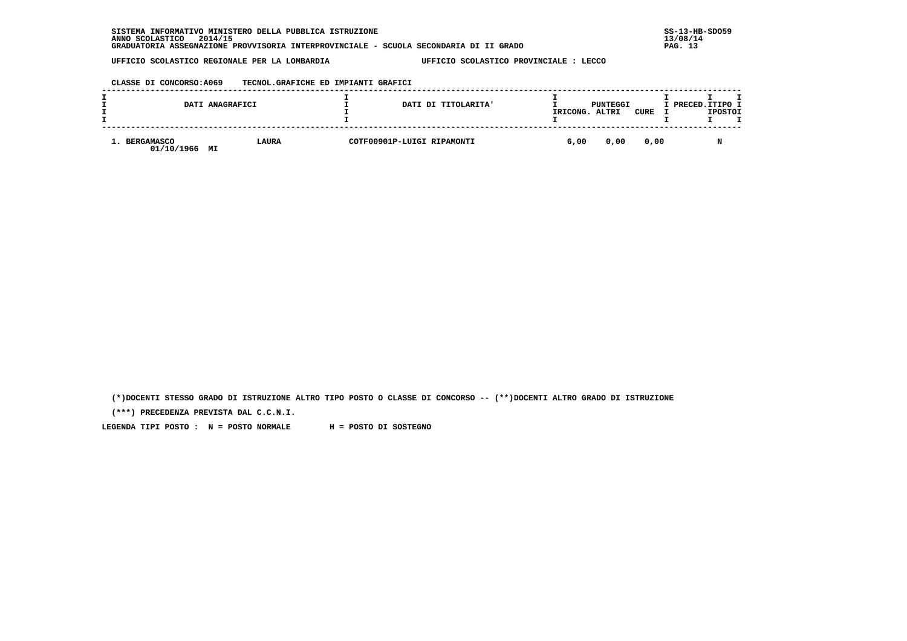SISTEMA INFORMATIVO MINISTERO DELLA PUBBLICA ISTRUZIONE
ANNO SCOLASTICO 2014/15
GRADUATORIA ASSEGNAZIONE PROVVISORIA INTERPROVINCIALE - SCUOLA SECONDARIA DI II GRADO

SS-13-HB-SDO59
13/08/14

UFFICIO SCOLASTICO REGIONALE PER LA LOMBARDIA — UFFICIO SCOLASTICO PROVINCIALE : LECCO

CLASSE DI CONCORSO:A069 TECNOL.GRAFICHE ED IMPIANTI GRAFICI

| DATI ANAGRAFICI | | DATI DI TITOLARITA' | PUNTEGGI RICONG. | PUNTEGGI ALTRI | PUNTEGGI CURE | PRECED. | TIPO POSTO |
|---|---|---|---|---|---|---|---|
| 1. BERGAMASCO 01/10/1966 MI | LAURA | COTF00901P-LUIGI RIPAMONTI | 6,00 | 0,00 | 0,00 | | N |

(*)DOCENTI STESSO GRADO DI ISTRUZIONE ALTRO TIPO POSTO O CLASSE DI CONCORSO -- (**)DOCENTI ALTRO GRADO DI ISTRUZIONE

(***) PRECEDENZA PREVISTA DAL C.C.N.I.

LEGENDA TIPI POSTO : N = POSTO NORMALE H = POSTO DI SOSTEGNO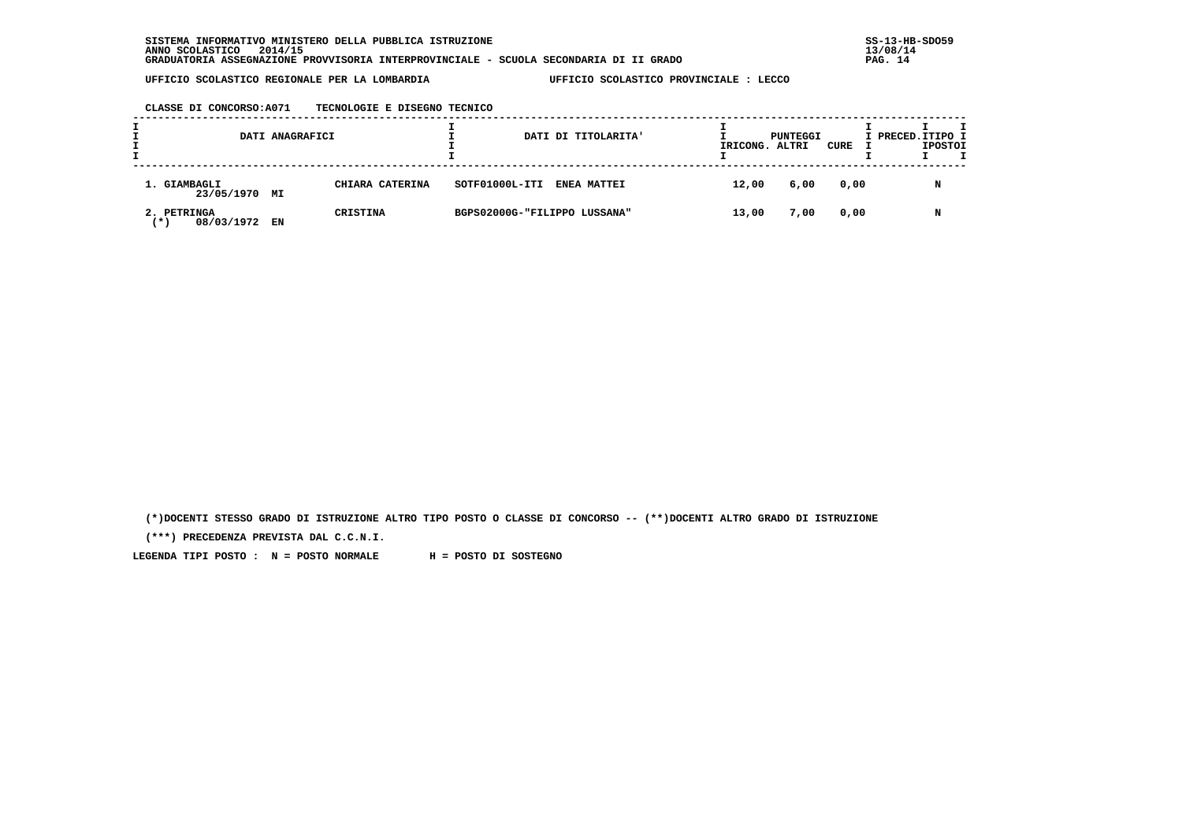SISTEMA INFORMATIVO MINISTERO DELLA PUBBLICA ISTRUZIONE
ANNO SCOLASTICO 2014/15
GRADUATORIA ASSEGNAZIONE PROVVISORIA INTERPROVINCIALE - SCUOLA SECONDARIA DI II GRADO

SS-13-HB-SDO59
13/08/14

UFFICIO SCOLASTICO REGIONALE PER LA LOMBARDIA — UFFICIO SCOLASTICO PROVINCIALE : LECCO

CLASSE DI CONCORSO:A071 TECNOLOGIE E DISEGNO TECNICO

| DATI ANAGRAFICI | | DATI DI TITOLARITA' | PUNTEGGI RICONG. | ALTRI | CURE | PRECED. | TIPO POSTO |
|---|---|---|---|---|---|---|---|
| 1. GIAMBAGLI 23/05/1970 MI | CHIARA CATERINA | SOTF01000L-ITI ENEA MATTEI | 12,00 | 6,00 | 0,00 | | N |
| 2. PETRINGA (*) 08/03/1972 EN | CRISTINA | BGPS02000G-"FILIPPO LUSSANA" | 13,00 | 7,00 | 0,00 | | N |

(*)DOCENTI STESSO GRADO DI ISTRUZIONE ALTRO TIPO POSTO O CLASSE DI CONCORSO -- (**)DOCENTI ALTRO GRADO DI ISTRUZIONE

(***) PRECEDENZA PREVISTA DAL C.C.N.I.

LEGENDA TIPI POSTO : N = POSTO NORMALE H = POSTO DI SOSTEGNO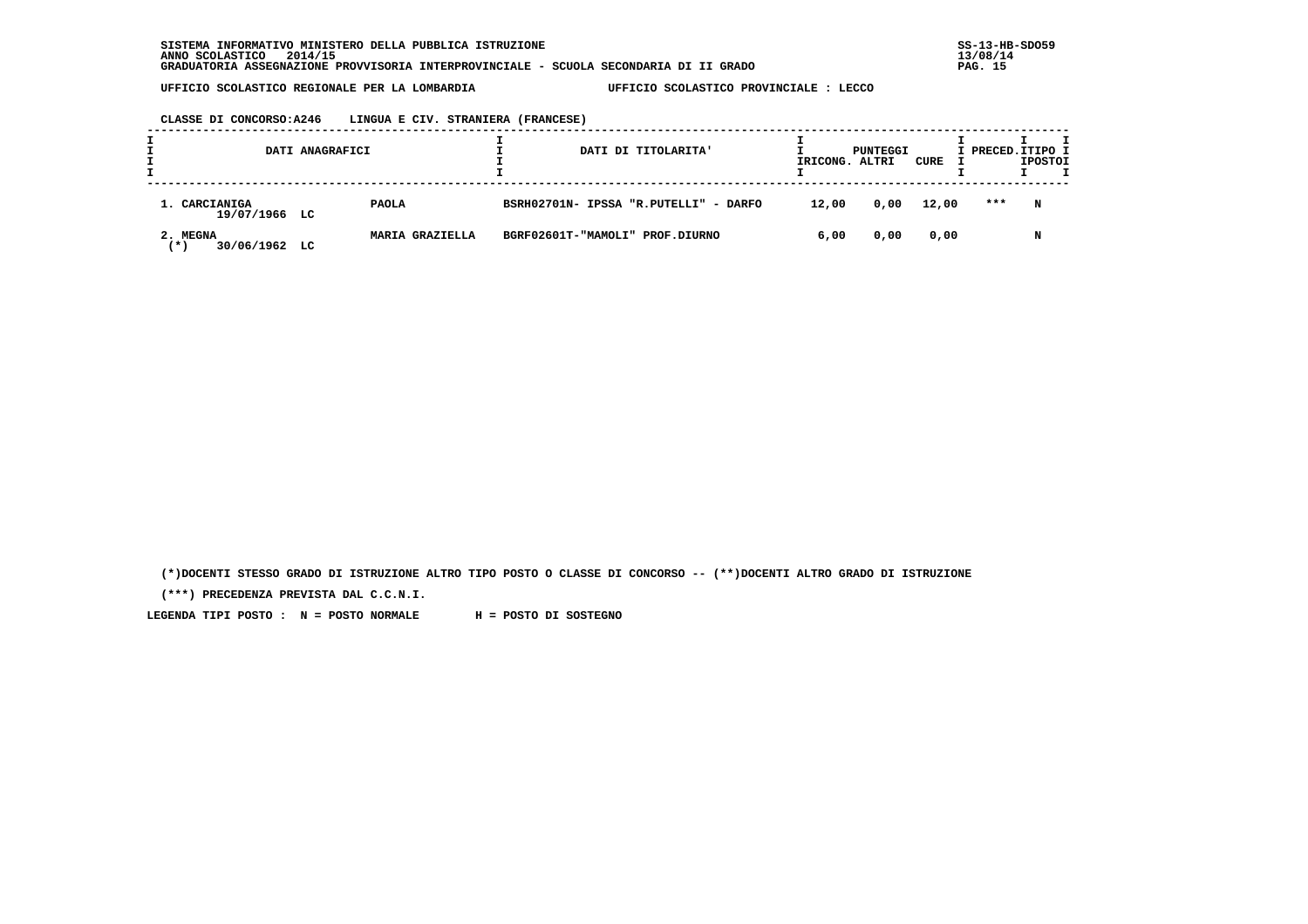SISTEMA INFORMATIVO MINISTERO DELLA PUBBLICA ISTRUZIONE
ANNO SCOLASTICO 2014/15
GRADUATORIA ASSEGNAZIONE PROVVISORIA INTERPROVINCIALE - SCUOLA SECONDARIA DI II GRADO

SS-13-HB-SDO59
13/08/14

UFFICIO SCOLASTICO REGIONALE PER LA LOMBARDIA — UFFICIO SCOLASTICO PROVINCIALE : LECCO

CLASSE DI CONCORSO:A246 LINGUA E CIV. STRANIERA (FRANCESE)

| DATI ANAGRAFICI | | DATI DI TITOLARITA' | PUNTEGGI RICONG. | ALTRI | CURE | PRECED. | TIPO POSTO |
|---|---|---|---|---|---|---|---|
| 1. CARCIANIGA 19/07/1966 LC | PAOLA | BSRH02701N- IPSSA "R.PUTELLI" - DARFO | 12,00 | 0,00 | 12,00 | *** | N |
| 2. MEGNA (*) 30/06/1962 LC | MARIA GRAZIELLA | BGRF02601T-"MAMOLI" PROF.DIURNO | 6,00 | 0,00 | 0,00 | | N |

(*)DOCENTI STESSO GRADO DI ISTRUZIONE ALTRO TIPO POSTO O CLASSE DI CONCORSO -- (**)DOCENTI ALTRO GRADO DI ISTRUZIONE

(***) PRECEDENZA PREVISTA DAL C.C.N.I.

LEGENDA TIPI POSTO : N = POSTO NORMALE H = POSTO DI SOSTEGNO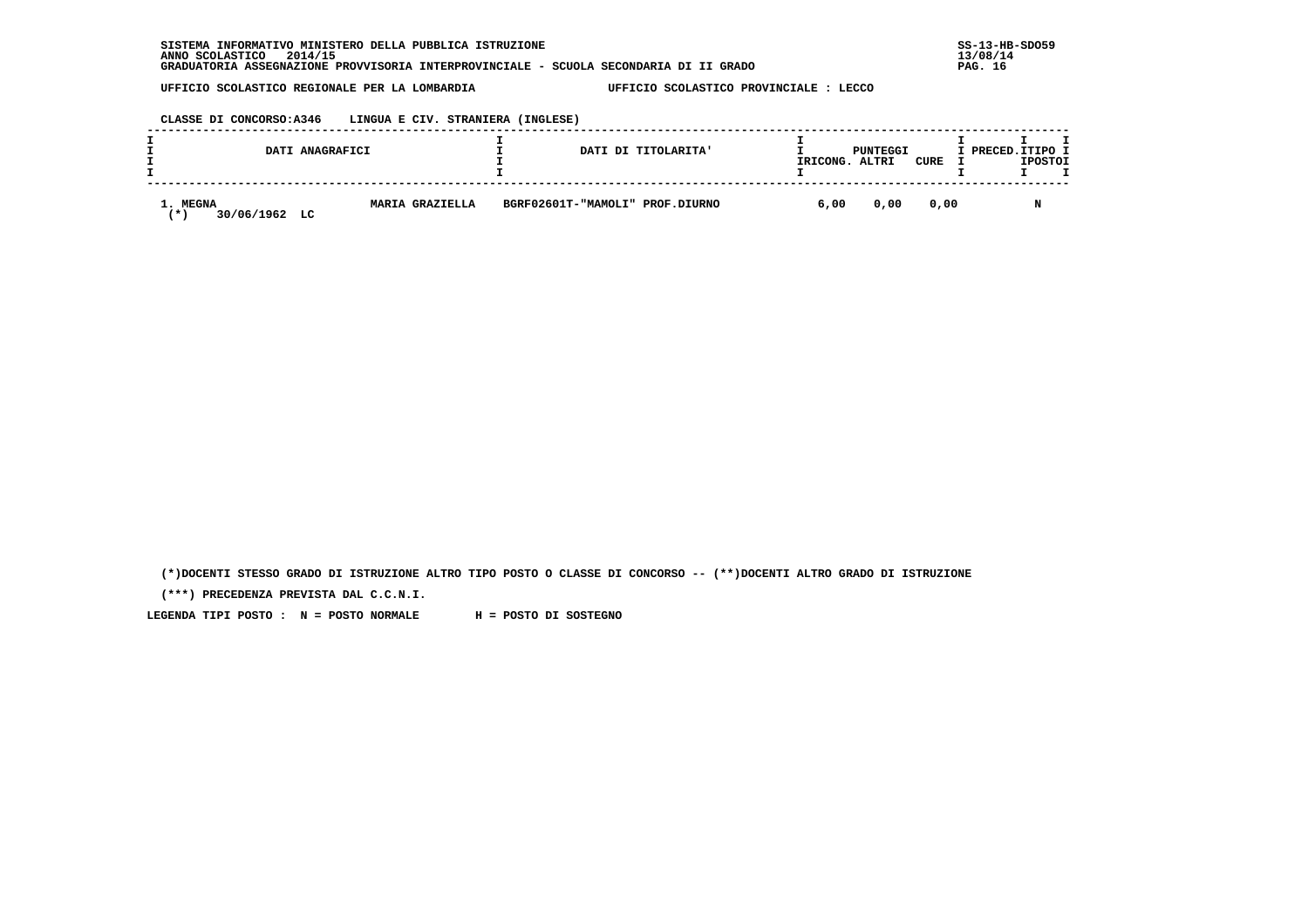SISTEMA INFORMATIVO MINISTERO DELLA PUBBLICA ISTRUZIONE
ANNO SCOLASTICO 2014/15
GRADUATORIA ASSEGNAZIONE PROVVISORIA INTERPROVINCIALE - SCUOLA SECONDARIA DI II GRADO

UFFICIO SCOLASTICO REGIONALE PER LA LOMBARDIA — UFFICIO SCOLASTICO PROVINCIALE : LECCO

CLASSE DI CONCORSO:A346 LINGUA E CIV. STRANIERA (INGLESE)

| DATI ANAGRAFICI | | DATI DI TITOLARITA' | PUNTEGGI RICONG. | ALTRI | CURE | PRECED. | TIPO POSTO |
|---|---|---|---|---|---|---|---|
| 1. MEGNA (*) 30/06/1962 LC | MARIA GRAZIELLA | BGRF02601T-"MAMOLI" PROF.DIURNO | 6,00 | 0,00 | 0,00 | | N |

(*)DOCENTI STESSO GRADO DI ISTRUZIONE ALTRO TIPO POSTO O CLASSE DI CONCORSO -- (**)DOCENTI ALTRO GRADO DI ISTRUZIONE

(***) PRECEDENZA PREVISTA DAL C.C.N.I.

LEGENDA TIPI POSTO : N = POSTO NORMALE H = POSTO DI SOSTEGNO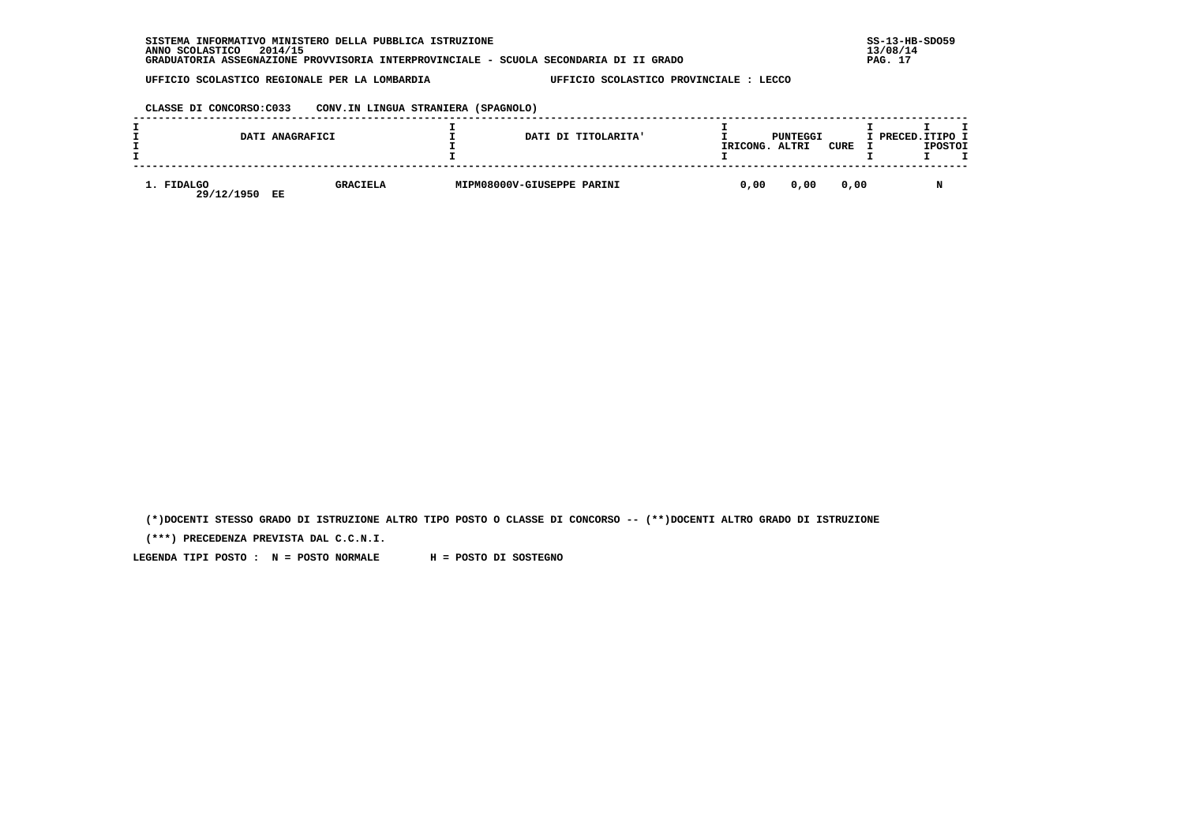SISTEMA INFORMATIVO MINISTERO DELLA PUBBLICA ISTRUZIONE
ANNO SCOLASTICO 2014/15
GRADUATORIA ASSEGNAZIONE PROVVISORIA INTERPROVINCIALE - SCUOLA SECONDARIA DI II GRADO

SS-13-HB-SDO59
13/08/14

UFFICIO SCOLASTICO REGIONALE PER LA LOMBARDIA — UFFICIO SCOLASTICO PROVINCIALE : LECCO

CLASSE DI CONCORSO:C033 CONV.IN LINGUA STRANIERA (SPAGNOLO)

| DATI ANAGRAFICI | | DATI DI TITOLARITA' | PUNTEGGI RICONG. | PUNTEGGI ALTRI | PUNTEGGI CURE | PRECED. | TIPO POSTO |
|---|---|---|---|---|---|---|---|
| 1. FIDALGO<br>29/12/1950 EE | GRACIELA | MIPM08000V-GIUSEPPE PARINI | 0,00 | 0,00 | 0,00 | | N |

(*)DOCENTI STESSO GRADO DI ISTRUZIONE ALTRO TIPO POSTO O CLASSE DI CONCORSO -- (**)DOCENTI ALTRO GRADO DI ISTRUZIONE

(***) PRECEDENZA PREVISTA DAL C.C.N.I.

LEGENDA TIPI POSTO : N = POSTO NORMALE H = POSTO DI SOSTEGNO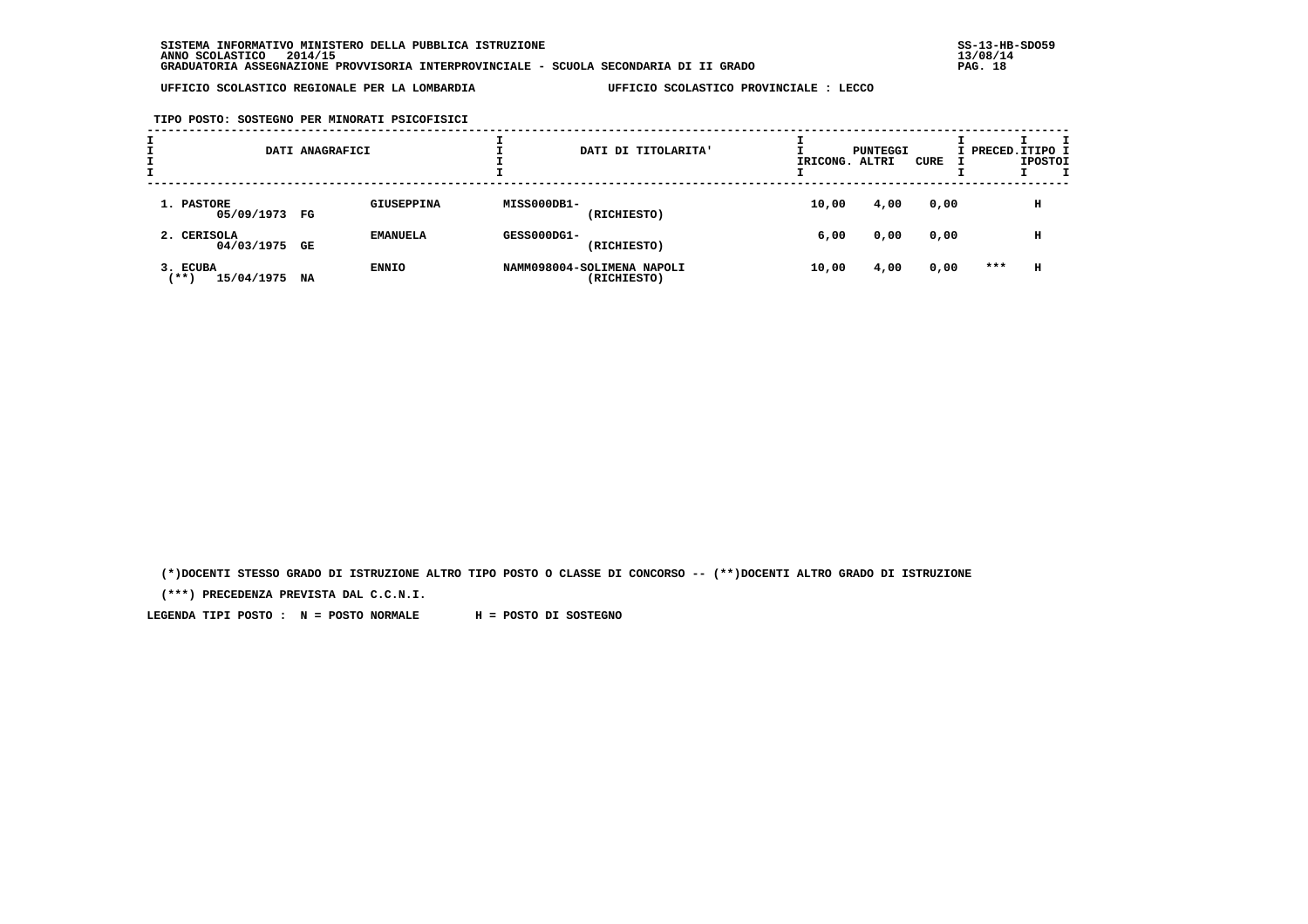SISTEMA INFORMATIVO MINISTERO DELLA PUBBLICA ISTRUZIONE
ANNO SCOLASTICO 2014/15
GRADUATORIA ASSEGNAZIONE PROVVISORIA INTERPROVINCIALE - SCUOLA SECONDARIA DI II GRADO

SS-13-HB-SDO59
13/08/14

UFFICIO SCOLASTICO REGIONALE PER LA LOMBARDIA — UFFICIO SCOLASTICO PROVINCIALE : LECCO

TIPO POSTO: SOSTEGNO PER MINORATI PSICOFISICI

| DATI ANAGRAFICI | | | DATI DI TITOLARITA' | PUNTEGGI RICONG. | PUNTEGGI ALTRI | PUNTEGGI CURE | PRECED. | TIPO POSTO |
|---|---|---|---|---|---|---|---|---|
| 1. PASTORE 05/09/1973 | FG | GIUSEPPINA | MISS000DB1- (RICHIESTO) | 10,00 | 4,00 | 0,00 | | H |
| 2. CERISOLA 04/03/1975 | GE | EMANUELA | GESS000DG1- (RICHIESTO) | 6,00 | 0,00 | 0,00 | | H |
| 3. ECUBA (**) 15/04/1975 | NA | ENNIO | NAMM098004-SOLIMENA NAPOLI (RICHIESTO) | 10,00 | 4,00 | 0,00 | *** | H |

(*)DOCENTI STESSO GRADO DI ISTRUZIONE ALTRO TIPO POSTO O CLASSE DI CONCORSO -- (**)DOCENTI ALTRO GRADO DI ISTRUZIONE

(***) PRECEDENZA PREVISTA DAL C.C.N.I.

LEGENDA TIPI POSTO : N = POSTO NORMALE H = POSTO DI SOSTEGNO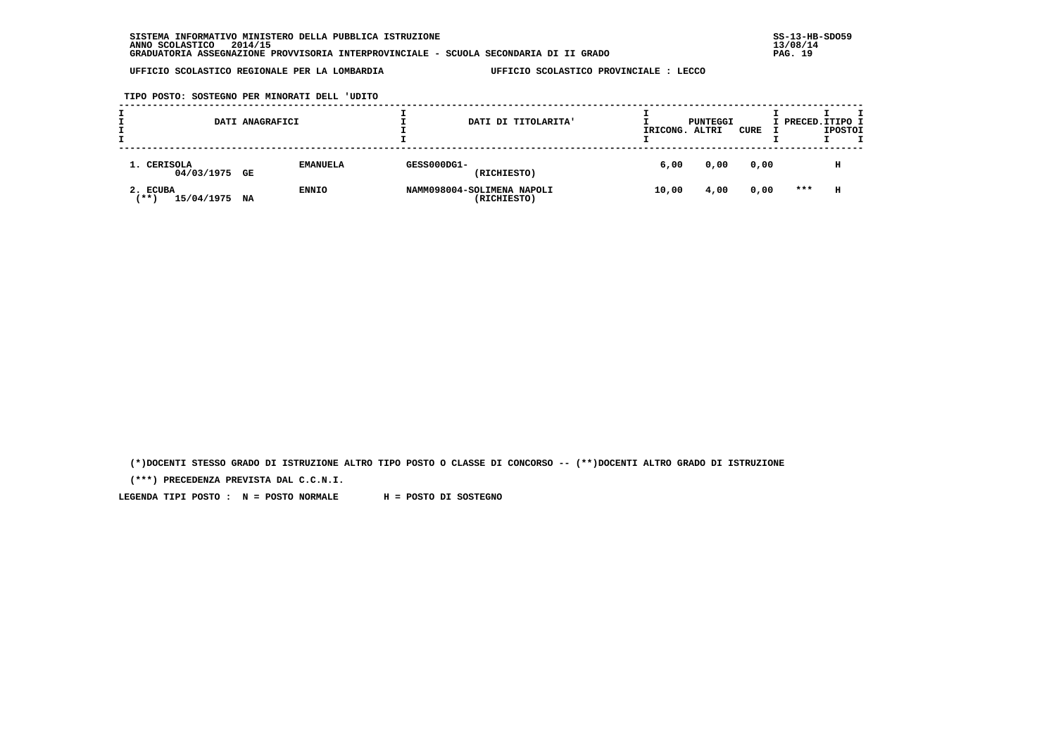SISTEMA INFORMATIVO MINISTERO DELLA PUBBLICA ISTRUZIONE
ANNO SCOLASTICO 2014/15
GRADUATORIA ASSEGNAZIONE PROVVISORIA INTERPROVINCIALE - SCUOLA SECONDARIA DI II GRADO

SS-13-HB-SDO59
13/08/14

UFFICIO SCOLASTICO REGIONALE PER LA LOMBARDIA — UFFICIO SCOLASTICO PROVINCIALE : LECCO

TIPO POSTO: SOSTEGNO PER MINORATI DELL 'UDITO

| DATI ANAGRAFICI | | | DATI DI TITOLARITA' | PUNTEGGI RICONG. | PUNTEGGI ALTRI | PUNTEGGI CURE | PRECED. | TIPO POSTO |
|---|---|---|---|---|---|---|---|---|
| 1. CERISOLA 04/03/1975 | GE | EMANUELA | GESS000DG1- (RICHIESTO) | 6,00 | 0,00 | 0,00 | | H |
| 2. ECUBA (**) 15/04/1975 | NA | ENNIO | NAMM098004-SOLIMENA NAPOLI (RICHIESTO) | 10,00 | 4,00 | 0,00 | *** | H |

(*)DOCENTI STESSO GRADO DI ISTRUZIONE ALTRO TIPO POSTO O CLASSE DI CONCORSO -- (**)DOCENTI ALTRO GRADO DI ISTRUZIONE

(***) PRECEDENZA PREVISTA DAL C.C.N.I.

LEGENDA TIPI POSTO : N = POSTO NORMALE H = POSTO DI SOSTEGNO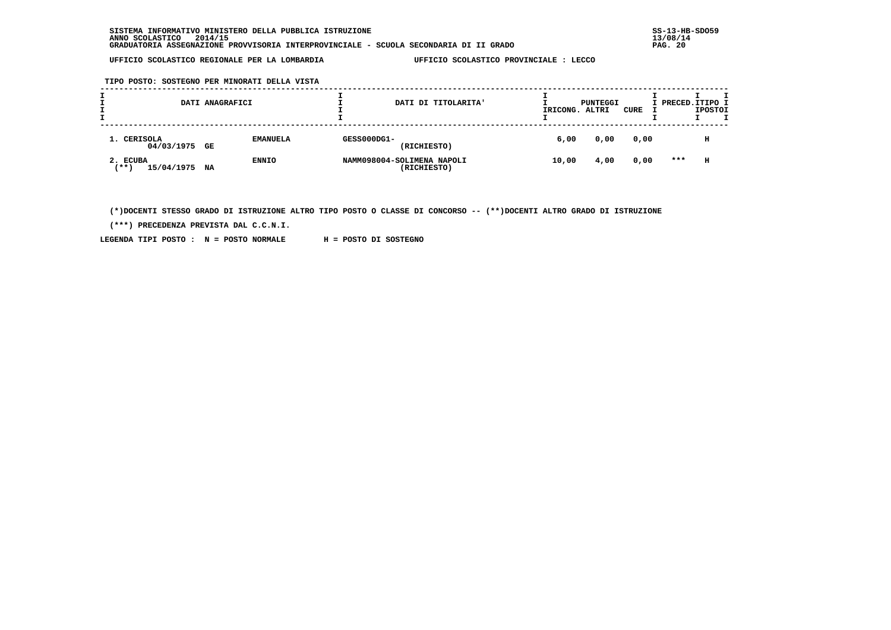SISTEMA INFORMATIVO MINISTERO DELLA PUBBLICA ISTRUZIONE
ANNO SCOLASTICO 2014/15
GRADUATORIA ASSEGNAZIONE PROVVISORIA INTERPROVINCIALE - SCUOLA SECONDARIA DI II GRADO

SS-13-HB-SDO59
13/08/14

UFFICIO SCOLASTICO REGIONALE PER LA LOMBARDIA    UFFICIO SCOLASTICO PROVINCIALE : LECCO

TIPO POSTO: SOSTEGNO PER MINORATI DELLA VISTA

| DATI ANAGRAFICI | | | DATI DI TITOLARITA' | PUNTEGGI RICONG. | ALTRI | CURE | PRECED. | TIPO POSTO |
|---|---|---|---|---|---|---|---|---|
| 1. CERISOLA 04/03/1975 | GE | EMANUELA | GESS000DG1- (RICHIESTO) | 6,00 | 0,00 | 0,00 | | H |
| 2. ECUBA (**) 15/04/1975 | NA | ENNIO | NAMM098004-SOLIMENA NAPOLI (RICHIESTO) | 10,00 | 4,00 | 0,00 | *** | H |

(*)DOCENTI STESSO GRADO DI ISTRUZIONE ALTRO TIPO POSTO O CLASSE DI CONCORSO -- (**)DOCENTI ALTRO GRADO DI ISTRUZIONE

(***) PRECEDENZA PREVISTA DAL C.C.N.I.

LEGENDA TIPI POSTO : N = POSTO NORMALE    H = POSTO DI SOSTEGNO